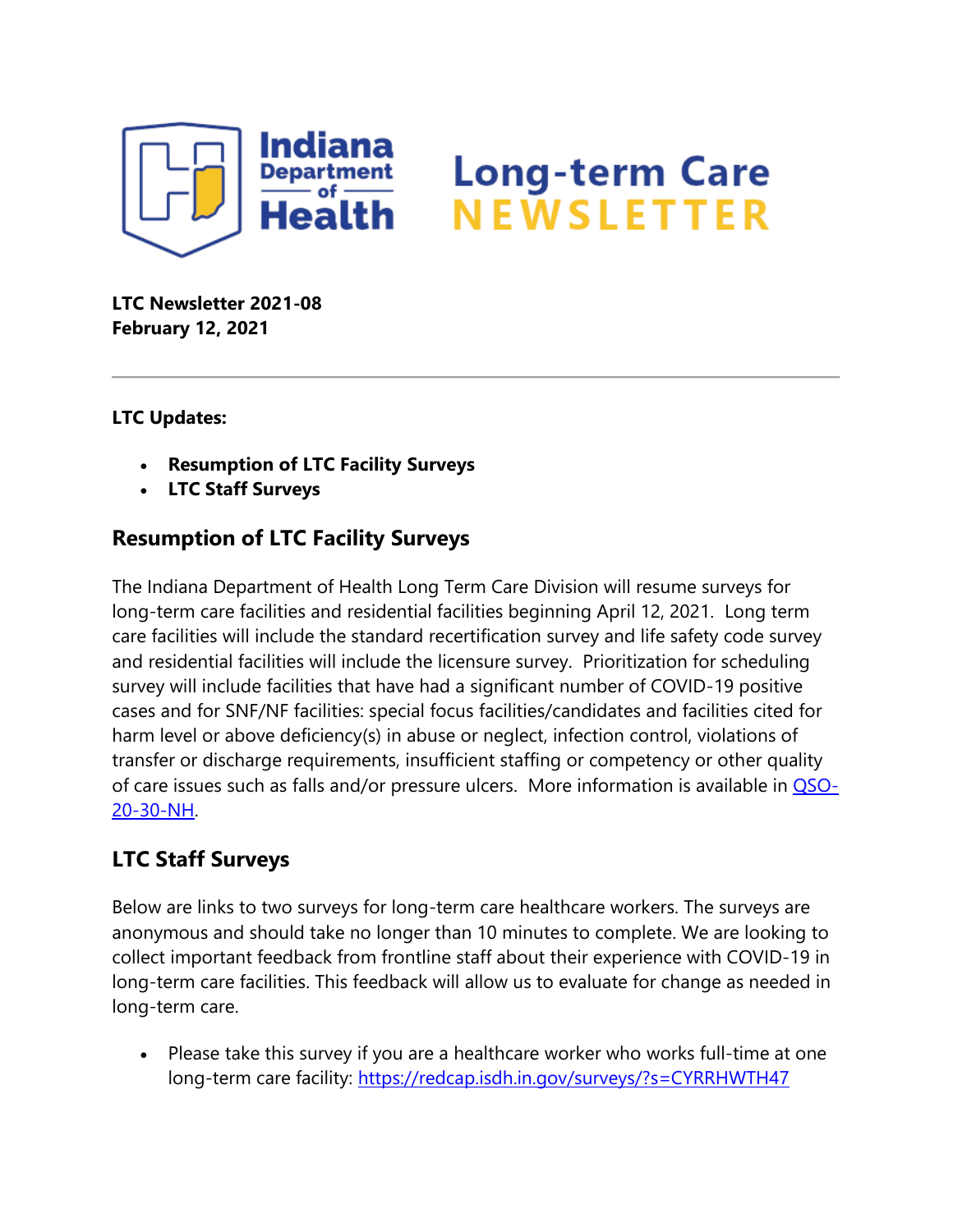Indiana Department of Health

# Long-term Care NEWSLETTER

**LTC Newsletter 2021-08**
**February 12, 2021**

---

**LTC Updates:**

- **Resumption of LTC Facility Surveys**
- **LTC Staff Surveys**

## Resumption of LTC Facility Surveys

The Indiana Department of Health Long Term Care Division will resume surveys for long-term care facilities and residential facilities beginning April 12, 2021. Long term care facilities will include the standard recertification survey and life safety code survey and residential facilities will include the licensure survey. Prioritization for scheduling survey will include facilities that have had a significant number of COVID-19 positive cases and for SNF/NF facilities: special focus facilities/candidates and facilities cited for harm level or above deficiency(s) in abuse or neglect, infection control, violations of transfer or discharge requirements, insufficient staffing or competency or other quality of care issues such as falls and/or pressure ulcers. More information is available in QSO-20-30-NH.

## LTC Staff Surveys

Below are links to two surveys for long-term care healthcare workers. The surveys are anonymous and should take no longer than 10 minutes to complete. We are looking to collect important feedback from frontline staff about their experience with COVID-19 in long-term care facilities. This feedback will allow us to evaluate for change as needed in long-term care.

- Please take this survey if you are a healthcare worker who works full-time at one long-term care facility: https://redcap.isdh.in.gov/surveys/?s=CYRRHWTH47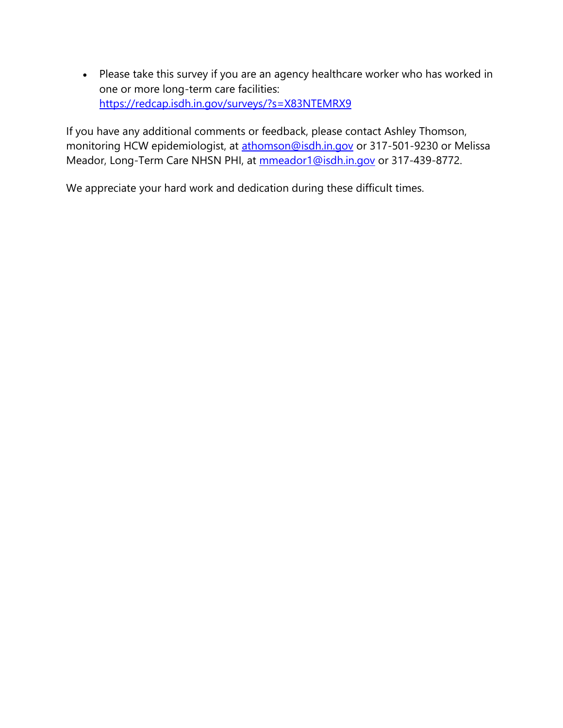- Please take this survey if you are an agency healthcare worker who has worked in one or more long-term care facilities: https://redcap.isdh.in.gov/surveys/?s=X83NTEMRX9

If you have any additional comments or feedback, please contact Ashley Thomson, monitoring HCW epidemiologist, at athomson@isdh.in.gov or 317-501-9230 or Melissa Meador, Long-Term Care NHSN PHI, at mmeador1@isdh.in.gov or 317-439-8772.

We appreciate your hard work and dedication during these difficult times.